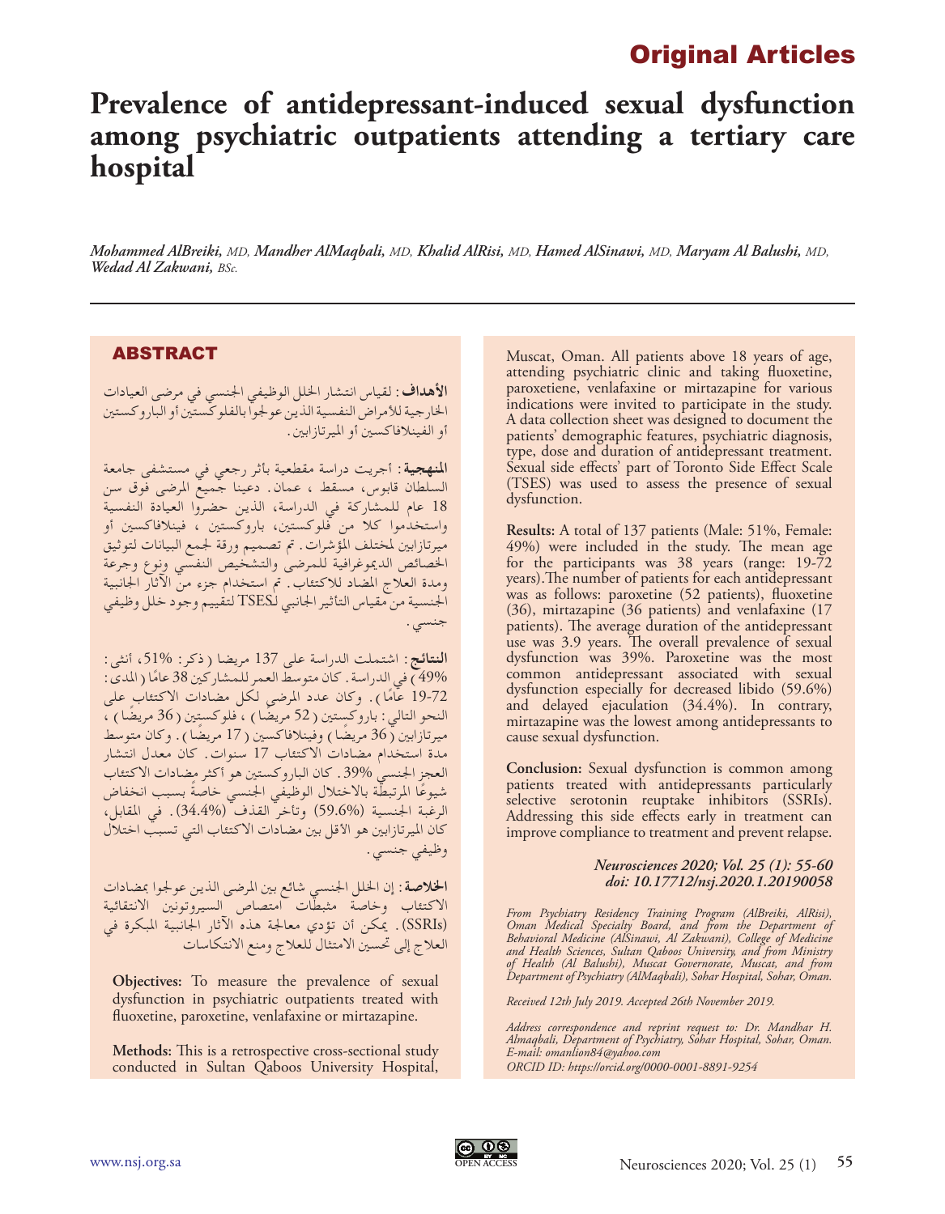Original Articles

# Prevalence of antidepressant-induced sexual dysfunction among psychiatric outpatients attending a tertiary care hospital

*Mohammed AlBreiki, MD, Mandher AlMaqbali, MD, Khalid AlRisi, MD, Hamed AlSinawi, MD, Maryam Al Balushi, MD, Wedad Al Zakwani, BSc.*

## ABSTRACT

**الأهداف:** لقياس انتشار الخلل الوظيفي الجنسي في مرضى العيادات الخارجية للأمراض النفسية الذين عولجوا بالفلوكستين أو الباروكستين أو الفينلافاكسين أو الميرتازابين.

**المنهجية:** أجريت دراسة مقطعية بأثر رجعي في مستشفى جامعة السلطان قابوس، مسقط ، عمان. دعينا جميع المرضى فوق سن 18 عام للمشاركة في الدراسة، الذين حضروا العيادة النفسية واستخدموا كلا من فلوكستين، باروكستين ، فينلافاكسين أو ميرتازابين لمختلف المؤشرات. تم تصميم ورقة لجمع البيانات لتوثيق الخصائص الديموغرافية للمرضى والتشخيص النفسي ونوع وجرعة ومدة العلاج المضاد للاكتئاب. تم استخدام جزء من الآثار الجانبية الجنسية من مقياس التأثير الجانبي لـTSES لتقييم وجود خلل وظيفي جنسي.

**النتائج:** اشتملت الدراسة على 137 مريضا (ذكر: 51%، أنثى: 49%) في الدراسة. كان متوسط العمر للمشاركين 38 عامًا (المدى: 19-72 عامًا). وكان عدد المرضى لكل مضادات الاكتئاب على النحو التالي: باروكستين (52 مريضًا) ، فلوكستين (36 مريضًا) ، ميرتازابين (36 مريضًا) وفينلافاكسين (17 مريضًا). وكان متوسط مدة استخدام مضادات الاكتئاب 17 سنوات. كان معدل انتشار العجز الجنسي 39%. كان الباروكستين هو أكثر مضادات الاكتئاب شيوعًا المرتبطة بالاختلال الوظيفي الجنسي خاصة بسبب انخفاض الرغبة الجنسية (59.6%) وتأخر القذف (34.4%). في المقابل، كان الميرتازابين هو الأقل بين مضادات الاكتئاب التي تسبب الاختلال وظيفي جنسي.

**الخلاصة:** إن الخلل الجنسي شائع بين المرضى الذين عولجوا بمضادات الاكتئاب وخاصة مثبطات امتصاص السيروتونين الانتقائية (SSRIs). يمكن أن تؤدي معالجة هذه الآثار الجانبية المبكرة في العلاج إلى تحسين الامتثال للعلاج ومنع الانتكاسات

**Objectives:** To measure the prevalence of sexual dysfunction in psychiatric outpatients treated with fluoxetine, paroxetine, venlafaxine or mirtazapine.

**Methods:** This is a retrospective cross-sectional study conducted in Sultan Qaboos University Hospital, Muscat, Oman. All patients above 18 years of age, attending psychiatric clinic and taking fluoxetine, paroxetiene, venlafaxine or mirtazapine for various indications were invited to participate in the study. A data collection sheet was designed to document the patients' demographic features, psychiatric diagnosis, type, dose and duration of antidepressant treatment. Sexual side effects' part of Toronto Side Effect Scale (TSES) was used to assess the presence of sexual dysfunction.

**Results:** A total of 137 patients (Male: 51%, Female: 49%) were included in the study. The mean age for the participants was 38 years (range: 19-72 years).The number of patients for each antidepressant was as follows: paroxetine (52 patients), fluoxetine (36), mirtazapine (36 patients) and venlafaxine (17 patients). The average duration of the antidepressant use was 3.9 years. The overall prevalence of sexual dysfunction was 39%. Paroxetine was the most common antidepressant associated with sexual dysfunction especially for decreased libido (59.6%) and delayed ejaculation (34.4%). In contrary, mirtazapine was the lowest among antidepressants to cause sexual dysfunction.

**Conclusion:** Sexual dysfunction is common among patients treated with antidepressants particularly selective serotonin reuptake inhibitors (SSRIs). Addressing this side effects early in treatment can improve compliance to treatment and prevent relapse.

*Neurosciences 2020; Vol. 25 (1): 55-60*
*doi: 10.17712/nsj.2020.1.20190058*

*From Psychiatry Residency Training Program (AlBreiki, AlRisi), Oman Medical Specialty Board, and from the Department of Behavioral Medicine (AlSinawi, Al Zakwani), College of Medicine and Health Sciences, Sultan Qaboos University, and from Ministry of Health (Al Balushi), Muscat Governorate, Muscat, and from Department of Psychiatry (AlMaqbali), Sohar Hospital, Sohar, Oman.*

*Received 12th July 2019. Accepted 26th November 2019.*

*Address correspondence and reprint request to: Dr. Mandhar H. Almaqbali, Department of Psychiatry, Sohar Hospital, Sohar, Oman. E-mail: omanlion84@yahoo.com*
*ORCID ID: https://orcid.org/0000-0001-8891-9254*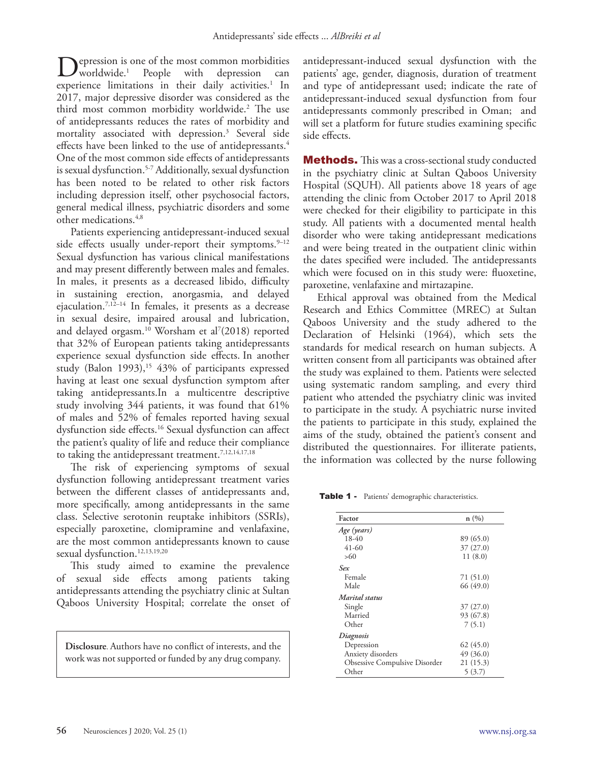Depression is one of the most common morbidities worldwide.[1] People with depression can experience limitations in their daily activities.[1] In 2017, major depressive disorder was considered as the third most common morbidity worldwide.[2] The use of antidepressants reduces the rates of morbidity and mortality associated with depression.[3] Several side effects have been linked to the use of antidepressants.[4] One of the most common side effects of antidepressants is sexual dysfunction.[5-7] Additionally, sexual dysfunction has been noted to be related to other risk factors including depression itself, other psychosocial factors, general medical illness, psychiatric disorders and some other medications.[4,8]

Patients experiencing antidepressant-induced sexual side effects usually under-report their symptoms.[9–12] Sexual dysfunction has various clinical manifestations and may present differently between males and females. In males, it presents as a decreased libido, difficulty in sustaining erection, anorgasmia, and delayed ejaculation.[7,12–14] In females, it presents as a decrease in sexual desire, impaired arousal and lubrication, and delayed orgasm.[10] Worsham et al[7](2018) reported that 32% of European patients taking antidepressants experience sexual dysfunction side effects. In another study (Balon 1993),[15] 43% of participants expressed having at least one sexual dysfunction symptom after taking antidepressants.In a multicentre descriptive study involving 344 patients, it was found that 61% of males and 52% of females reported having sexual dysfunction side effects.[16] Sexual dysfunction can affect the patient's quality of life and reduce their compliance to taking the antidepressant treatment.[7,12,14,17,18]

The risk of experiencing symptoms of sexual dysfunction following antidepressant treatment varies between the different classes of antidepressants and, more specifically, among antidepressants in the same class. Selective serotonin reuptake inhibitors (SSRIs), especially paroxetine, clomipramine and venlafaxine, are the most common antidepressants known to cause sexual dysfunction.[12,13,19,20]

This study aimed to examine the prevalence of sexual side effects among patients taking antidepressants attending the psychiatry clinic at Sultan Qaboos University Hospital; correlate the onset of antidepressant-induced sexual dysfunction with the patients' age, gender, diagnosis, duration of treatment and type of antidepressant used; indicate the rate of antidepressant-induced sexual dysfunction from four antidepressants commonly prescribed in Oman; and will set a platform for future studies examining specific side effects.

**Disclosure**. Authors have no conflict of interests, and the work was not supported or funded by any drug company.

## Methods.

This was a cross-sectional study conducted in the psychiatry clinic at Sultan Qaboos University Hospital (SQUH). All patients above 18 years of age attending the clinic from October 2017 to April 2018 were checked for their eligibility to participate in this study. All patients with a documented mental health disorder who were taking antidepressant medications and were being treated in the outpatient clinic within the dates specified were included. The antidepressants which were focused on in this study were: fluoxetine, paroxetine, venlafaxine and mirtazapine.

Ethical approval was obtained from the Medical Research and Ethics Committee (MREC) at Sultan Qaboos University and the study adhered to the Declaration of Helsinki (1964), which sets the standards for medical research on human subjects. A written consent from all participants was obtained after the study was explained to them. Patients were selected using systematic random sampling, and every third patient who attended the psychiatry clinic was invited to participate in the study. A psychiatric nurse invited the patients to participate in this study, explained the aims of the study, obtained the patient's consent and distributed the questionnaires. For illiterate patients, the information was collected by the nurse following

**Table 1 -** Patients' demographic characteristics.

| Factor | n (%) |
|---|---|
| *Age (years)* | |
| 18-40 | 89 (65.0) |
| 41-60 | 37 (27.0) |
| >60 | 11 (8.0) |
| *Sex* | |
| Female | 71 (51.0) |
| Male | 66 (49.0) |
| *Marital status* | |
| Single | 37 (27.0) |
| Married | 93 (67.8) |
| Other | 7 (5.1) |
| *Diagnosis* | |
| Depression | 62 (45.0) |
| Anxiety disorders | 49 (36.0) |
| Obsessive Compulsive Disorder | 21 (15.3) |
| Other | 5 (3.7) |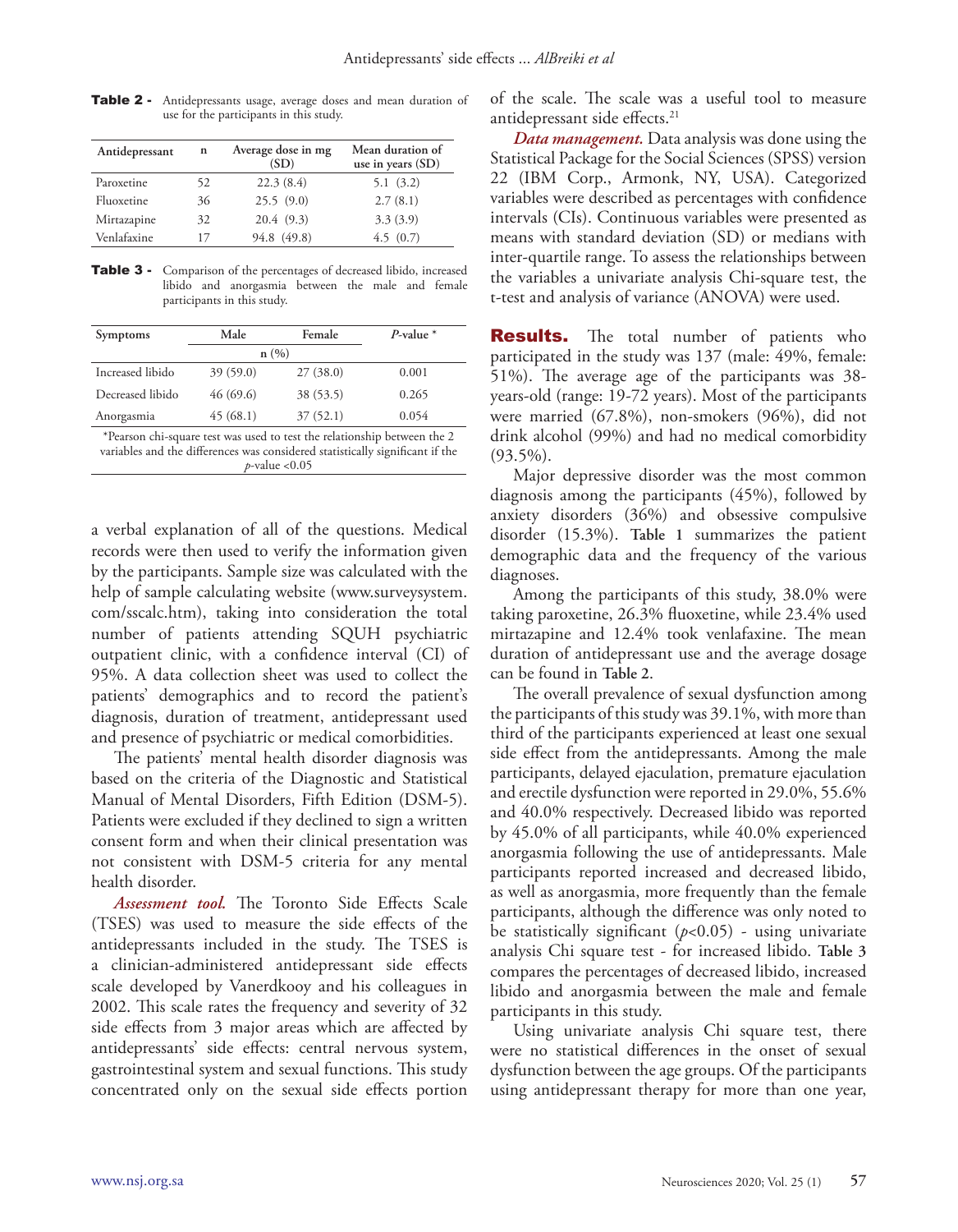**Table 2 -** Antidepressants usage, average doses and mean duration of use for the participants in this study.

| Antidepressant | n | Average dose in mg (SD) | Mean duration of use in years (SD) |
|---|---|---|---|
| Paroxetine | 52 | 22.3 (8.4) | 5.1 (3.2) |
| Fluoxetine | 36 | 25.5 (9.0) | 2.7 (8.1) |
| Mirtazapine | 32 | 20.4 (9.3) | 3.3 (3.9) |
| Venlafaxine | 17 | 94.8 (49.8) | 4.5 (0.7) |

**Table 3 -** Comparison of the percentages of decreased libido, increased libido and anorgasmia between the male and female participants in this study.

| Symptoms | Male | Female | *P*-value * |
|---|---|---|---|
| | n (%) | | |
| Increased libido | 39 (59.0) | 27 (38.0) | 0.001 |
| Decreased libido | 46 (69.6) | 38 (53.5) | 0.265 |
| Anorgasmia | 45 (68.1) | 37 (52.1) | 0.054 |

*Pearson chi-square test was used to test the relationship between the 2 variables and the differences was considered statistically significant if the *p*-value <0.05

a verbal explanation of all of the questions. Medical records were then used to verify the information given by the participants. Sample size was calculated with the help of sample calculating website (www.surveysystem.com/sscalc.htm), taking into consideration the total number of patients attending SQUH psychiatric outpatient clinic, with a confidence interval (CI) of 95%. A data collection sheet was used to collect the patients' demographics and to record the patient's diagnosis, duration of treatment, antidepressant used and presence of psychiatric or medical comorbidities.

The patients' mental health disorder diagnosis was based on the criteria of the Diagnostic and Statistical Manual of Mental Disorders, Fifth Edition (DSM-5). Patients were excluded if they declined to sign a written consent form and when their clinical presentation was not consistent with DSM-5 criteria for any mental health disorder.

***Assessment tool.*** The Toronto Side Effects Scale (TSES) was used to measure the side effects of the antidepressants included in the study. The TSES is a clinician-administered antidepressant side effects scale developed by Vanerdkooy and his colleagues in 2002. This scale rates the frequency and severity of 32 side effects from 3 major areas which are affected by antidepressants' side effects: central nervous system, gastrointestinal system and sexual functions. This study concentrated only on the sexual side effects portion of the scale. The scale was a useful tool to measure antidepressant side effects.[21]

***Data management.*** Data analysis was done using the Statistical Package for the Social Sciences (SPSS) version 22 (IBM Corp., Armonk, NY, USA). Categorized variables were described as percentages with confidence intervals (CIs). Continuous variables were presented as means with standard deviation (SD) or medians with inter-quartile range. To assess the relationships between the variables a univariate analysis Chi-square test, the t-test and analysis of variance (ANOVA) were used.

## Results.

The total number of patients who participated in the study was 137 (male: 49%, female: 51%). The average age of the participants was 38-years-old (range: 19-72 years). Most of the participants were married (67.8%), non-smokers (96%), did not drink alcohol (99%) and had no medical comorbidity (93.5%).

Major depressive disorder was the most common diagnosis among the participants (45%), followed by anxiety disorders (36%) and obsessive compulsive disorder (15.3%). **Table 1** summarizes the patient demographic data and the frequency of the various diagnoses.

Among the participants of this study, 38.0% were taking paroxetine, 26.3% fluoxetine, while 23.4% used mirtazapine and 12.4% took venlafaxine. The mean duration of antidepressant use and the average dosage can be found in **Table 2**.

The overall prevalence of sexual dysfunction among the participants of this study was 39.1%, with more than third of the participants experienced at least one sexual side effect from the antidepressants. Among the male participants, delayed ejaculation, premature ejaculation and erectile dysfunction were reported in 29.0%, 55.6% and 40.0% respectively. Decreased libido was reported by 45.0% of all participants, while 40.0% experienced anorgasmia following the use of antidepressants. Male participants reported increased and decreased libido, as well as anorgasmia, more frequently than the female participants, although the difference was only noted to be statistically significant ($p<0.05$) - using univariate analysis Chi square test - for increased libido. **Table 3** compares the percentages of decreased libido, increased libido and anorgasmia between the male and female participants in this study.

Using univariate analysis Chi square test, there were no statistical differences in the onset of sexual dysfunction between the age groups. Of the participants using antidepressant therapy for more than one year,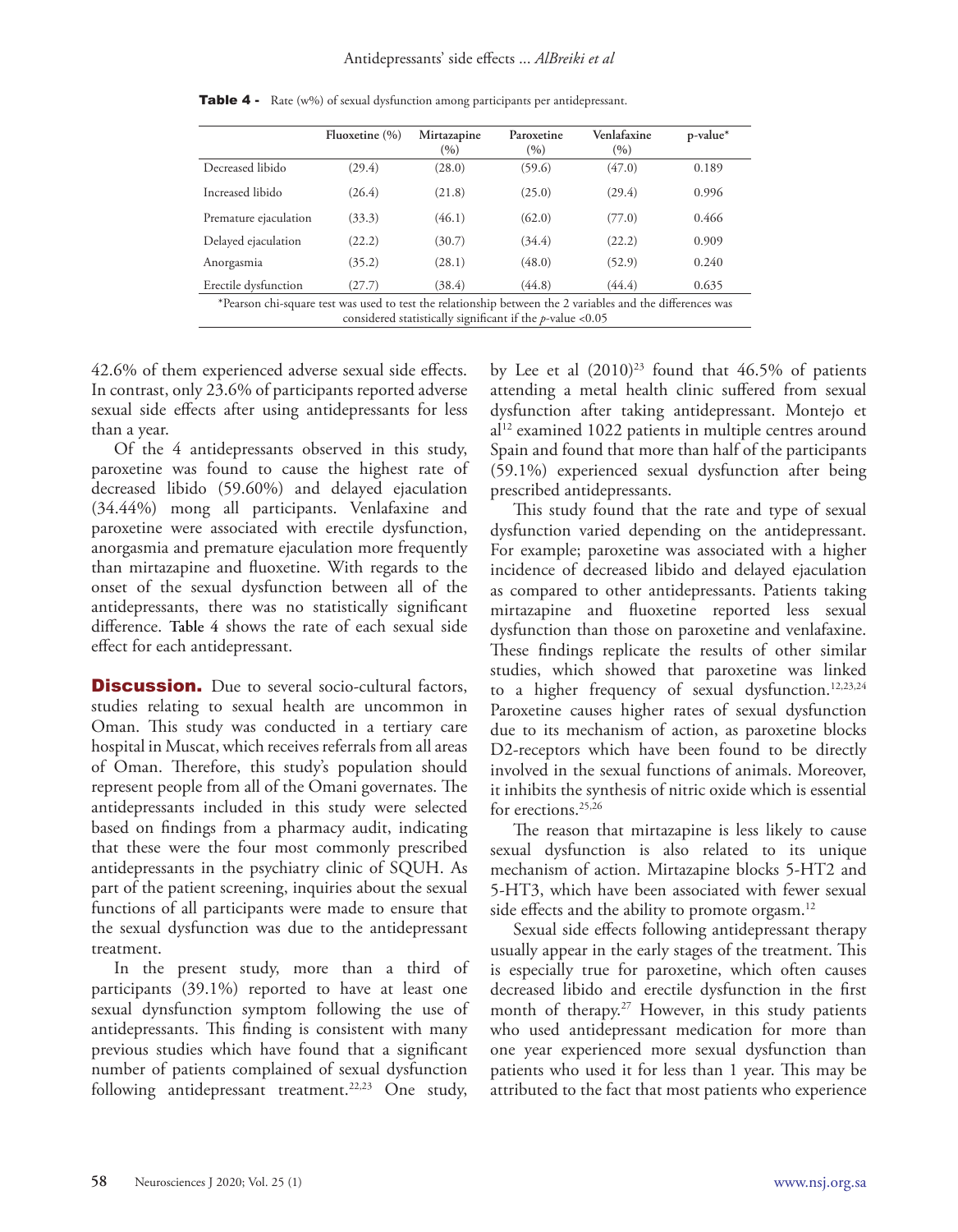**Table 4 -** Rate (w%) of sexual dysfunction among participants per antidepressant.

| | Fluoxetine (%) | Mirtazapine (%) | Paroxetine (%) | Venlafaxine (%) | p-value* |
|---|---|---|---|---|---|
| Decreased libido | (29.4) | (28.0) | (59.6) | (47.0) | 0.189 |
| Increased libido | (26.4) | (21.8) | (25.0) | (29.4) | 0.996 |
| Premature ejaculation | (33.3) | (46.1) | (62.0) | (77.0) | 0.466 |
| Delayed ejaculation | (22.2) | (30.7) | (34.4) | (22.2) | 0.909 |
| Anorgasmia | (35.2) | (28.1) | (48.0) | (52.9) | 0.240 |
| Erectile dysfunction | (27.7) | (38.4) | (44.8) | (44.4) | 0.635 |

*Pearson chi-square test was used to test the relationship between the 2 variables and the differences was considered statistically significant if the *p*-value <0.05

42.6% of them experienced adverse sexual side effects. In contrast, only 23.6% of participants reported adverse sexual side effects after using antidepressants for less than a year.

Of the 4 antidepressants observed in this study, paroxetine was found to cause the highest rate of decreased libido (59.60%) and delayed ejaculation (34.44%) mong all participants. Venlafaxine and paroxetine were associated with erectile dysfunction, anorgasmia and premature ejaculation more frequently than mirtazapine and fluoxetine. With regards to the onset of the sexual dysfunction between all of the antidepressants, there was no statistically significant difference. **Table 4** shows the rate of each sexual side effect for each antidepressant.

**Discussion.** Due to several socio-cultural factors, studies relating to sexual health are uncommon in Oman. This study was conducted in a tertiary care hospital in Muscat, which receives referrals from all areas of Oman. Therefore, this study's population should represent people from all of the Omani governates. The antidepressants included in this study were selected based on findings from a pharmacy audit, indicating that these were the four most commonly prescribed antidepressants in the psychiatry clinic of SQUH. As part of the patient screening, inquiries about the sexual functions of all participants were made to ensure that the sexual dysfunction was due to the antidepressant treatment.

In the present study, more than a third of participants (39.1%) reported to have at least one sexual dynsfunction symptom following the use of antidepressants. This finding is consistent with many previous studies which have found that a significant number of patients complained of sexual dysfunction following antidepressant treatment.[22,23] One study, by Lee et al (2010)[23] found that 46.5% of patients attending a metal health clinic suffered from sexual dysfunction after taking antidepressant. Montejo et al[12] examined 1022 patients in multiple centres around Spain and found that more than half of the participants (59.1%) experienced sexual dysfunction after being prescribed antidepressants.

This study found that the rate and type of sexual dysfunction varied depending on the antidepressant. For example; paroxetine was associated with a higher incidence of decreased libido and delayed ejaculation as compared to other antidepressants. Patients taking mirtazapine and fluoxetine reported less sexual dysfunction than those on paroxetine and venlafaxine. These findings replicate the results of other similar studies, which showed that paroxetine was linked to a higher frequency of sexual dysfunction.[12,23,24] Paroxetine causes higher rates of sexual dysfunction due to its mechanism of action, as paroxetine blocks D2-receptors which have been found to be directly involved in the sexual functions of animals. Moreover, it inhibits the synthesis of nitric oxide which is essential for erections.[25,26]

The reason that mirtazapine is less likely to cause sexual dysfunction is also related to its unique mechanism of action. Mirtazapine blocks 5-HT2 and 5-HT3, which have been associated with fewer sexual side effects and the ability to promote orgasm.[12]

Sexual side effects following antidepressant therapy usually appear in the early stages of the treatment. This is especially true for paroxetine, which often causes decreased libido and erectile dysfunction in the first month of therapy.[27] However, in this study patients who used antidepressant medication for more than one year experienced more sexual dysfunction than patients who used it for less than 1 year. This may be attributed to the fact that most patients who experience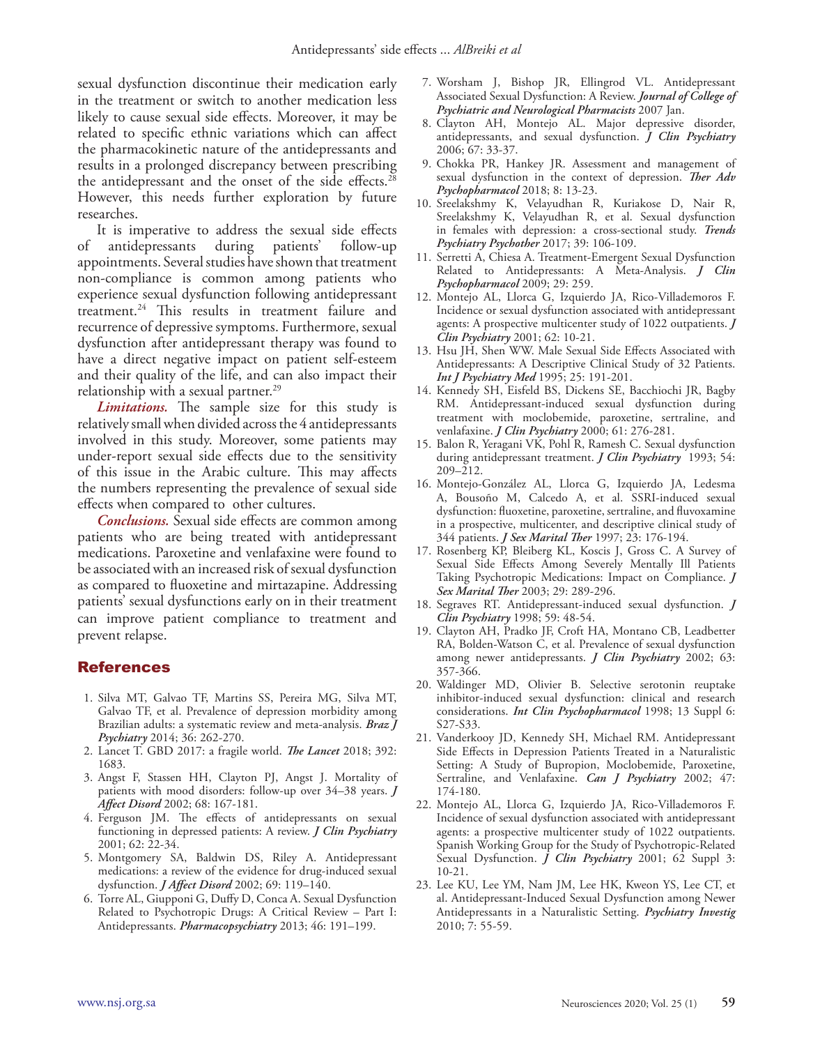sexual dysfunction discontinue their medication early in the treatment or switch to another medication less likely to cause sexual side effects. Moreover, it may be related to specific ethnic variations which can affect the pharmacokinetic nature of the antidepressants and results in a prolonged discrepancy between prescribing the antidepressant and the onset of the side effects.[28] However, this needs further exploration by future researches.

It is imperative to address the sexual side effects of antidepressants during patients' follow-up appointments. Several studies have shown that treatment non-compliance is common among patients who experience sexual dysfunction following antidepressant treatment.[24] This results in treatment failure and recurrence of depressive symptoms. Furthermore, sexual dysfunction after antidepressant therapy was found to have a direct negative impact on patient self-esteem and their quality of the life, and can also impact their relationship with a sexual partner.[29]

***Limitations.*** The sample size for this study is relatively small when divided across the 4 antidepressants involved in this study. Moreover, some patients may under-report sexual side effects due to the sensitivity of this issue in the Arabic culture. This may affects the numbers representing the prevalence of sexual side effects when compared to other cultures.

***Conclusions.*** Sexual side effects are common among patients who are being treated with antidepressant medications. Paroxetine and venlafaxine were found to be associated with an increased risk of sexual dysfunction as compared to fluoxetine and mirtazapine. Addressing patients' sexual dysfunctions early on in their treatment can improve patient compliance to treatment and prevent relapse.

## References

1. Silva MT, Galvao TF, Martins SS, Pereira MG, Silva MT, Galvao TF, et al. Prevalence of depression morbidity among Brazilian adults: a systematic review and meta-analysis. ***Braz J Psychiatry*** 2014; 36: 262-270.
2. Lancet T. GBD 2017: a fragile world. ***The Lancet*** 2018; 392: 1683.
3. Angst F, Stassen HH, Clayton PJ, Angst J. Mortality of patients with mood disorders: follow-up over 34–38 years. ***J Affect Disord*** 2002; 68: 167-181.
4. Ferguson JM. The effects of antidepressants on sexual functioning in depressed patients: A review. ***J Clin Psychiatry*** 2001; 62: 22-34.
5. Montgomery SA, Baldwin DS, Riley A. Antidepressant medications: a review of the evidence for drug-induced sexual dysfunction. ***J Affect Disord*** 2002; 69: 119–140.
6. Torre AL, Giupponi G, Duffy D, Conca A. Sexual Dysfunction Related to Psychotropic Drugs: A Critical Review – Part I: Antidepressants. ***Pharmacopsychiatry*** 2013; 46: 191–199.
7. Worsham J, Bishop JR, Ellingrod VL. Antidepressant Associated Sexual Dysfunction: A Review. ***Journal of College of Psychiatric and Neurological Pharmacists*** 2007 Jan.
8. Clayton AH, Montejo AL. Major depressive disorder, antidepressants, and sexual dysfunction. ***J Clin Psychiatry*** 2006; 67: 33-37.
9. Chokka PR, Hankey JR. Assessment and management of sexual dysfunction in the context of depression. ***Ther Adv Psychopharmacol*** 2018; 8: 13-23.
10. Sreelakshmy K, Velayudhan R, Kuriakose D, Nair R, Sreelakshmy K, Velayudhan R, et al. Sexual dysfunction in females with depression: a cross-sectional study. ***Trends Psychiatry Psychother*** 2017; 39: 106-109.
11. Serretti A, Chiesa A. Treatment-Emergent Sexual Dysfunction Related to Antidepressants: A Meta-Analysis. ***J Clin Psychopharmacol*** 2009; 29: 259.
12. Montejo AL, Llorca G, Izquierdo JA, Rico-Villademoros F. Incidence or sexual dysfunction associated with antidepressant agents: A prospective multicenter study of 1022 outpatients. ***J Clin Psychiatry*** 2001; 62: 10-21.
13. Hsu JH, Shen WW. Male Sexual Side Effects Associated with Antidepressants: A Descriptive Clinical Study of 32 Patients. ***Int J Psychiatry Med*** 1995; 25: 191-201.
14. Kennedy SH, Eisfeld BS, Dickens SE, Bacchiochi JR, Bagby RM. Antidepressant-induced sexual dysfunction during treatment with moclobemide, paroxetine, sertraline, and venlafaxine. ***J Clin Psychiatry*** 2000; 61: 276-281.
15. Balon R, Yeragani VK, Pohl R, Ramesh C. Sexual dysfunction during antidepressant treatment. ***J Clin Psychiatry*** 1993; 54: 209–212.
16. Montejo-González AL, Llorca G, Izquierdo JA, Ledesma A, Bousoño M, Calcedo A, et al. SSRI-induced sexual dysfunction: fluoxetine, paroxetine, sertraline, and fluvoxamine in a prospective, multicenter, and descriptive clinical study of 344 patients. ***J Sex Marital Ther*** 1997; 23: 176-194.
17. Rosenberg KP, Bleiberg KL, Koscis J, Gross C. A Survey of Sexual Side Effects Among Severely Mentally Ill Patients Taking Psychotropic Medications: Impact on Compliance. ***J Sex Marital Ther*** 2003; 29: 289-296.
18. Segraves RT. Antidepressant-induced sexual dysfunction. ***J Clin Psychiatry*** 1998; 59: 48-54.
19. Clayton AH, Pradko JF, Croft HA, Montano CB, Leadbetter RA, Bolden-Watson C, et al. Prevalence of sexual dysfunction among newer antidepressants. ***J Clin Psychiatry*** 2002; 63: 357-366.
20. Waldinger MD, Olivier B. Selective serotonin reuptake inhibitor-induced sexual dysfunction: clinical and research considerations. ***Int Clin Psychopharmacol*** 1998; 13 Suppl 6: S27-S33.
21. Vanderkooy JD, Kennedy SH, Michael RM. Antidepressant Side Effects in Depression Patients Treated in a Naturalistic Setting: A Study of Bupropion, Moclobemide, Paroxetine, Sertraline, and Venlafaxine. ***Can J Psychiatry*** 2002; 47: 174-180.
22. Montejo AL, Llorca G, Izquierdo JA, Rico-Villademoros F. Incidence of sexual dysfunction associated with antidepressant agents: a prospective multicenter study of 1022 outpatients. Spanish Working Group for the Study of Psychotropic-Related Sexual Dysfunction. ***J Clin Psychiatry*** 2001; 62 Suppl 3: 10-21.
23. Lee KU, Lee YM, Nam JM, Lee HK, Kweon YS, Lee CT, et al. Antidepressant-Induced Sexual Dysfunction among Newer Antidepressants in a Naturalistic Setting. ***Psychiatry Investig*** 2010; 7: 55-59.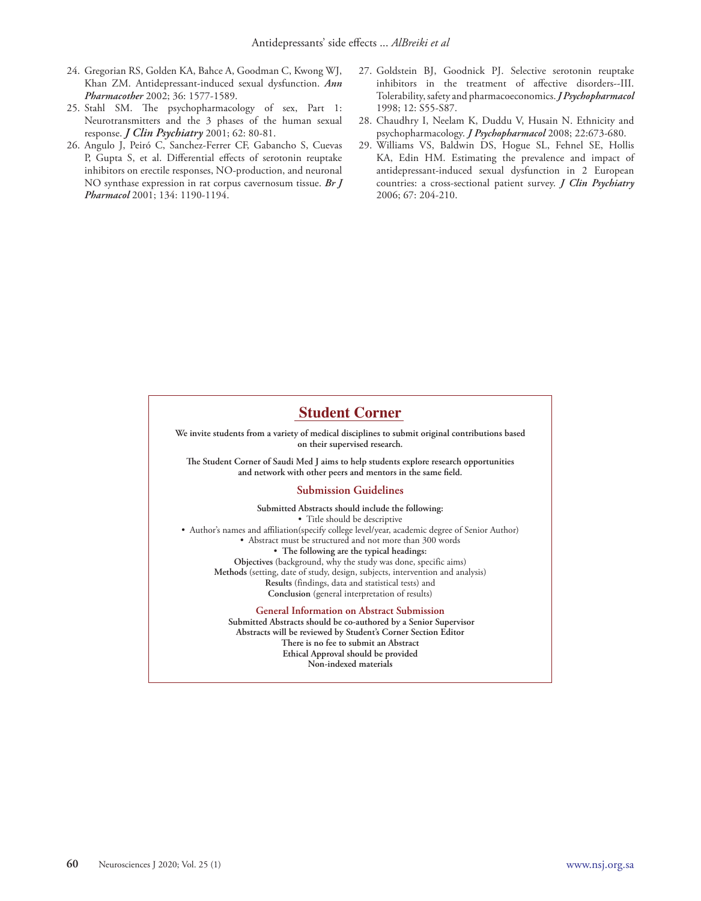24. Gregorian RS, Golden KA, Bahce A, Goodman C, Kwong WJ, Khan ZM. Antidepressant-induced sexual dysfunction. ***Ann Pharmacother*** 2002; 36: 1577-1589.
25. Stahl SM. The psychopharmacology of sex, Part 1: Neurotransmitters and the 3 phases of the human sexual response. ***J Clin Psychiatry*** 2001; 62: 80-81.
26. Angulo J, Peiró C, Sanchez-Ferrer CF, Gabancho S, Cuevas P, Gupta S, et al. Differential effects of serotonin reuptake inhibitors on erectile responses, NO-production, and neuronal NO synthase expression in rat corpus cavernosum tissue. ***Br J Pharmacol*** 2001; 134: 1190-1194.
27. Goldstein BJ, Goodnick PJ. Selective serotonin reuptake inhibitors in the treatment of affective disorders--III. Tolerability, safety and pharmacoeconomics. ***J Psychopharmacol*** 1998; 12: S55-S87.
28. Chaudhry I, Neelam K, Duddu V, Husain N. Ethnicity and psychopharmacology. ***J Psychopharmacol*** 2008; 22:673-680.
29. Williams VS, Baldwin DS, Hogue SL, Fehnel SE, Hollis KA, Edin HM. Estimating the prevalence and impact of antidepressant-induced sexual dysfunction in 2 European countries: a cross-sectional patient survey. ***J Clin Psychiatry*** 2006; 67: 204-210.

## Student Corner

**We invite students from a variety of medical disciplines to submit original contributions based on their supervised research.**

**The Student Corner of Saudi Med J aims to help students explore research opportunities and network with other peers and mentors in the same field.**

### Submission Guidelines

**Submitted Abstracts should include the following:**

- Title should be descriptive
- Author's names and affiliation(specify college level/year, academic degree of Senior Author)
- Abstract must be structured and not more than 300 words
- **The following are the typical headings:**

**Objectives** (background, why the study was done, specific aims)
**Methods** (setting, date of study, design, subjects, intervention and analysis)
**Results** (findings, data and statistical tests) and
**Conclusion** (general interpretation of results)

### General Information on Abstract Submission

**Submitted Abstracts should be co-authored by a Senior Supervisor**
**Abstracts will be reviewed by Student's Corner Section Editor**
**There is no fee to submit an Abstract**
**Ethical Approval should be provided**
**Non-indexed materials**